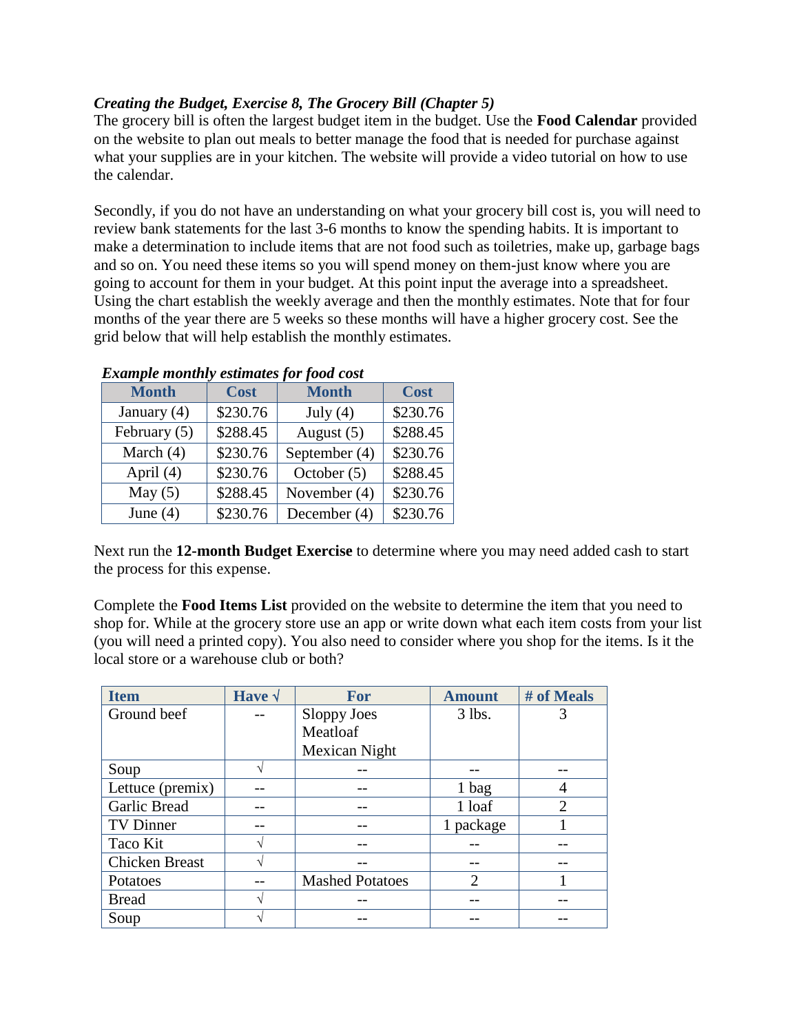***Creating the Budget, Exercise 8, The Grocery Bill (Chapter 5)***

The grocery bill is often the largest budget item in the budget. Use the **Food Calendar** provided on the website to plan out meals to better manage the food that is needed for purchase against what your supplies are in your kitchen. The website will provide a video tutorial on how to use the calendar.

Secondly, if you do not have an understanding on what your grocery bill cost is, you will need to review bank statements for the last 3-6 months to know the spending habits. It is important to make a determination to include items that are not food such as toiletries, make up, garbage bags and so on. You need these items so you will spend money on them-just know where you are going to account for them in your budget. At this point input the average into a spreadsheet. Using the chart establish the weekly average and then the monthly estimates. Note that for four months of the year there are 5 weeks so these months will have a higher grocery cost. See the grid below that will help establish the monthly estimates.

***Example monthly estimates for food cost***

| Month | Cost | Month | Cost |
|---|---|---|---|
| January (4) | $230.76 | July (4) | $230.76 |
| February (5) | $288.45 | August (5) | $288.45 |
| March (4) | $230.76 | September (4) | $230.76 |
| April (4) | $230.76 | October (5) | $288.45 |
| May (5) | $288.45 | November (4) | $230.76 |
| June (4) | $230.76 | December (4) | $230.76 |

Next run the **12-month Budget Exercise** to determine where you may need added cash to start the process for this expense.

Complete the **Food Items List** provided on the website to determine the item that you need to shop for. While at the grocery store use an app or write down what each item costs from your list (you will need a printed copy). You also need to consider where you shop for the items. Is it the local store or a warehouse club or both?

| Item | Have √ | For | Amount | # of Meals |
|---|---|---|---|---|
| Ground beef | -- | Sloppy Joes<br>Meatloaf<br>Mexican Night | 3 lbs. | 3 |
| Soup | √ | -- | -- | -- |
| Lettuce (premix) | -- | -- | 1 bag | 4 |
| Garlic Bread | -- | -- | 1 loaf | 2 |
| TV Dinner | -- | -- | 1 package | 1 |
| Taco Kit | √ | -- | -- | -- |
| Chicken Breast | √ | -- | -- | -- |
| Potatoes | -- | Mashed Potatoes | 2 | 1 |
| Bread | √ | -- | -- | -- |
| Soup | √ | -- | -- | -- |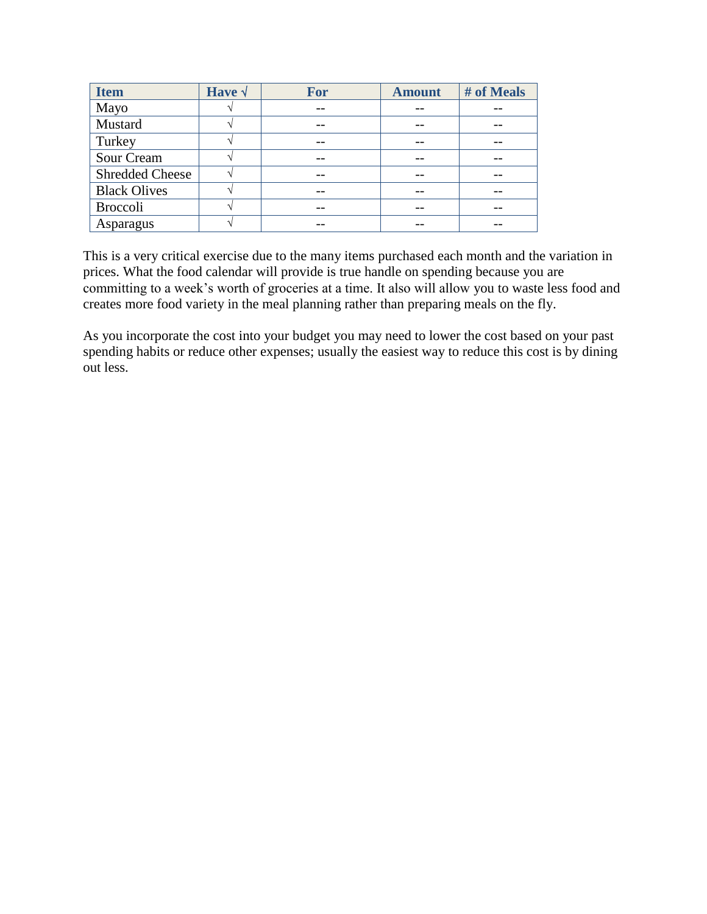| Item | Have √ | For | Amount | # of Meals |
| --- | --- | --- | --- | --- |
| Mayo | √ | -- | -- | -- |
| Mustard | √ | -- | -- | -- |
| Turkey | √ | -- | -- | -- |
| Sour Cream | √ | -- | -- | -- |
| Shredded Cheese | √ | -- | -- | -- |
| Black Olives | √ | -- | -- | -- |
| Broccoli | √ | -- | -- | -- |
| Asparagus | √ | -- | -- | -- |

This is a very critical exercise due to the many items purchased each month and the variation in prices. What the food calendar will provide is true handle on spending because you are committing to a week's worth of groceries at a time. It also will allow you to waste less food and creates more food variety in the meal planning rather than preparing meals on the fly.

As you incorporate the cost into your budget you may need to lower the cost based on your past spending habits or reduce other expenses; usually the easiest way to reduce this cost is by dining out less.